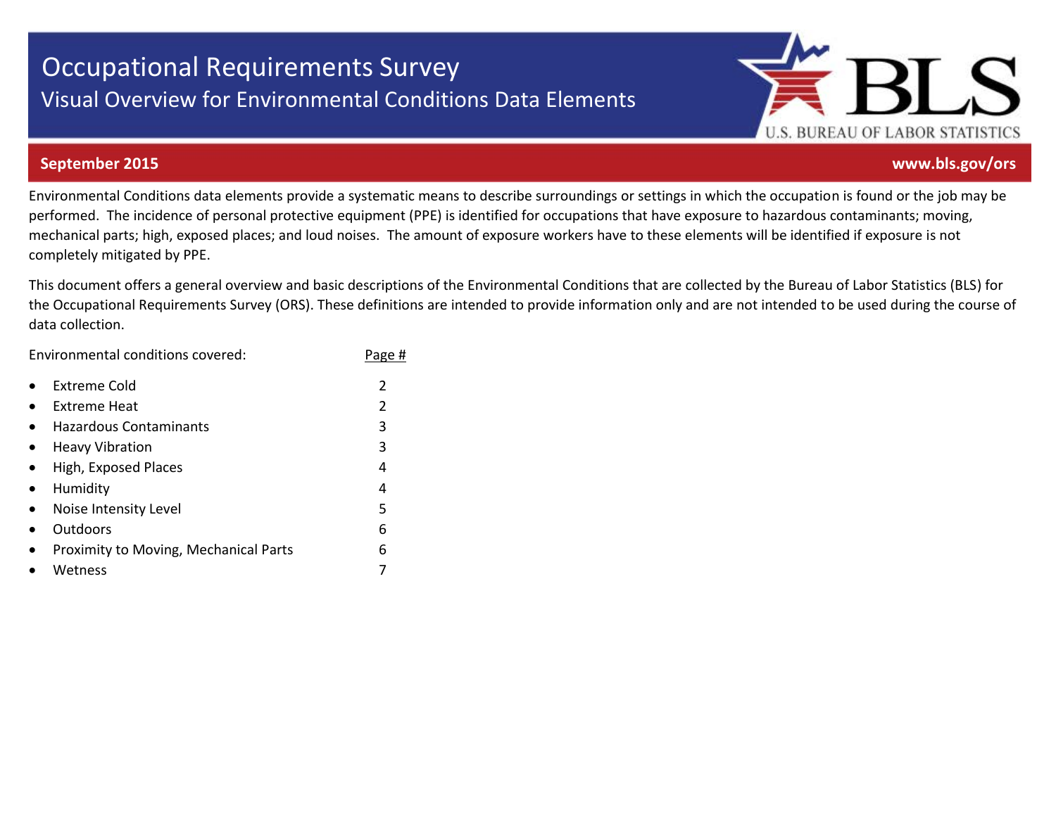# Occupational Requirements Survey

## Visual Overview for Environmental Conditions Data Elements

**September 2015** **www.bls.gov/ors**

Environmental Conditions data elements provide a systematic means to describe surroundings or settings in which the occupation is found or the job may be performed. The incidence of personal protective equipment (PPE) is identified for occupations that have exposure to hazardous contaminants; moving, mechanical parts; high, exposed places; and loud noises. The amount of exposure workers have to these elements will be identified if exposure is not completely mitigated by PPE.

This document offers a general overview and basic descriptions of the Environmental Conditions that are collected by the Bureau of Labor Statistics (BLS) for the Occupational Requirements Survey (ORS). These definitions are intended to provide information only and are not intended to be used during the course of data collection.

| Environmental conditions covered: | Page # |
|---|---|
| • Extreme Cold | 2 |
| • Extreme Heat | 2 |
| • Hazardous Contaminants | 3 |
| • Heavy Vibration | 3 |
| • High, Exposed Places | 4 |
| • Humidity | 4 |
| • Noise Intensity Level | 5 |
| • Outdoors | 6 |
| • Proximity to Moving, Mechanical Parts | 6 |
| • Wetness | 7 |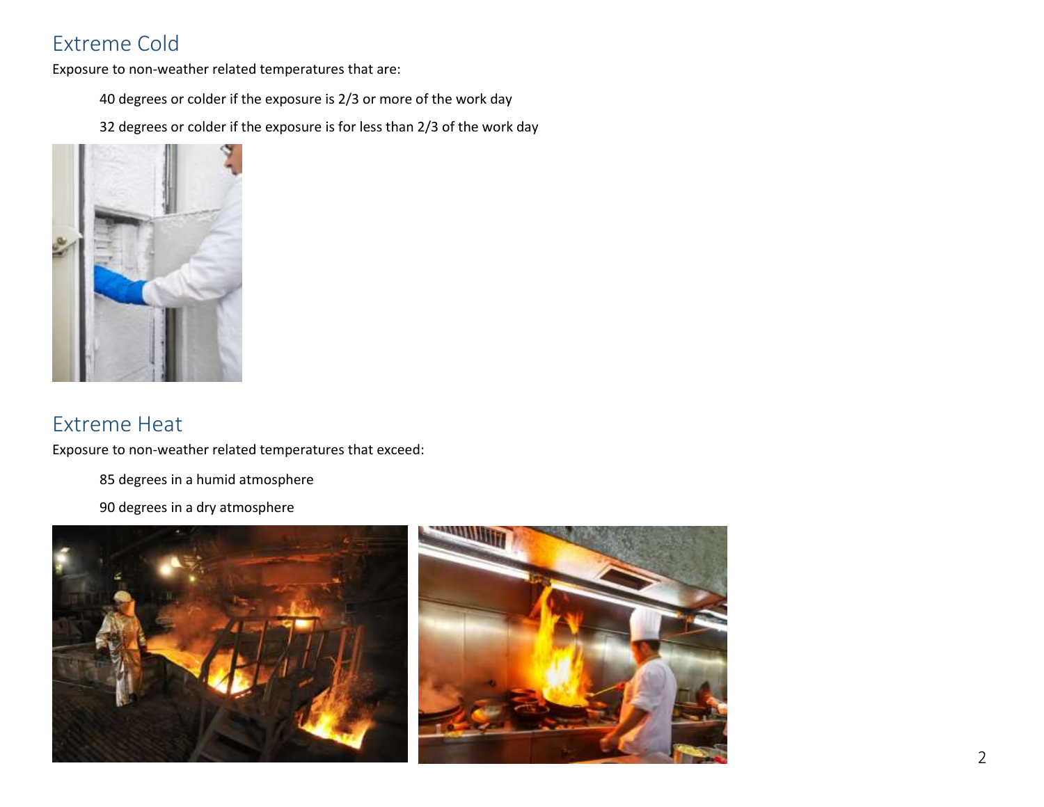## Extreme Cold

Exposure to non-weather related temperatures that are:

40 degrees or colder if the exposure is 2/3 or more of the work day

32 degrees or colder if the exposure is for less than 2/3 of the work day

## Extreme Heat

Exposure to non-weather related temperatures that exceed:

85 degrees in a humid atmosphere

90 degrees in a dry atmosphere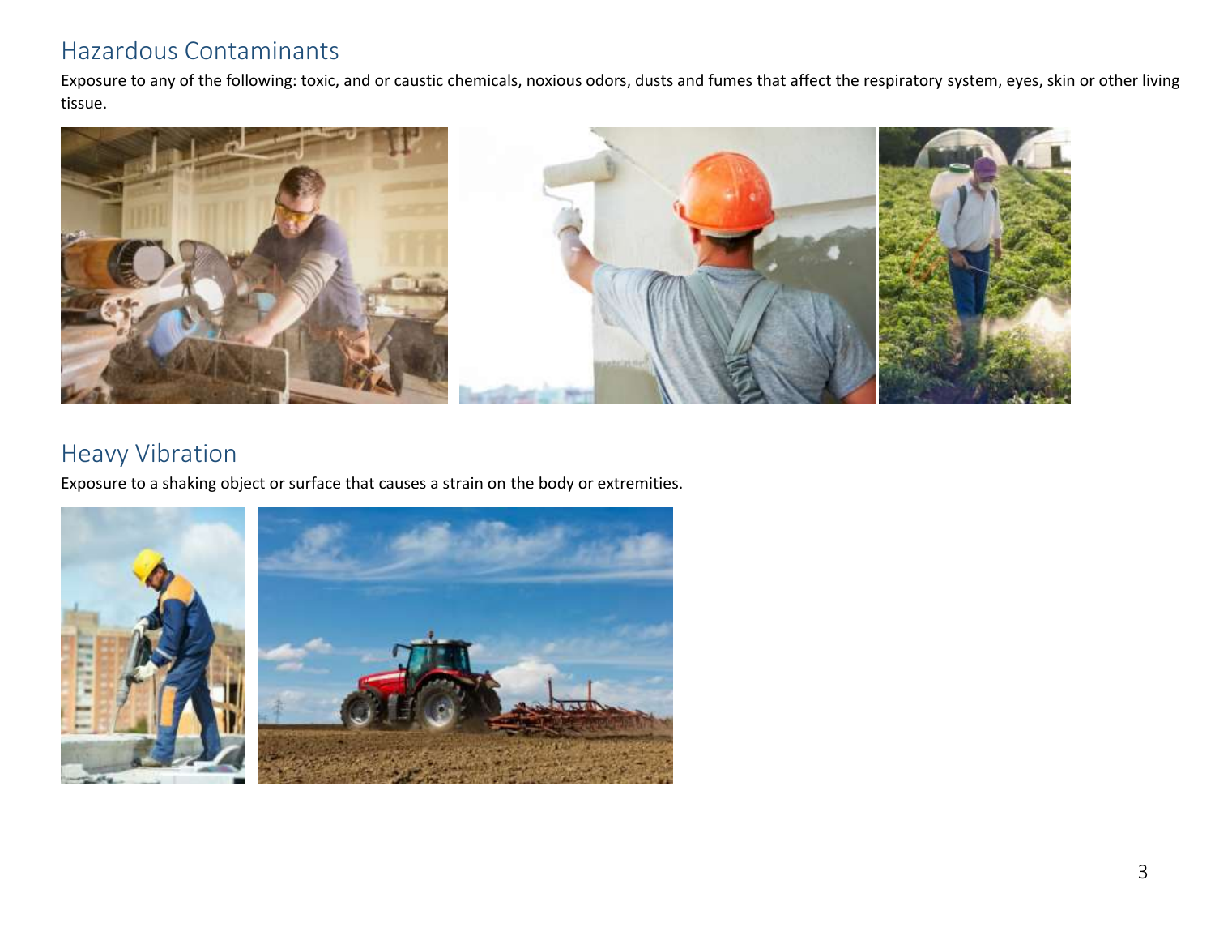## Hazardous Contaminants

Exposure to any of the following: toxic, and or caustic chemicals, noxious odors, dusts and fumes that affect the respiratory system, eyes, skin or other living tissue.

## Heavy Vibration

Exposure to a shaking object or surface that causes a strain on the body or extremities.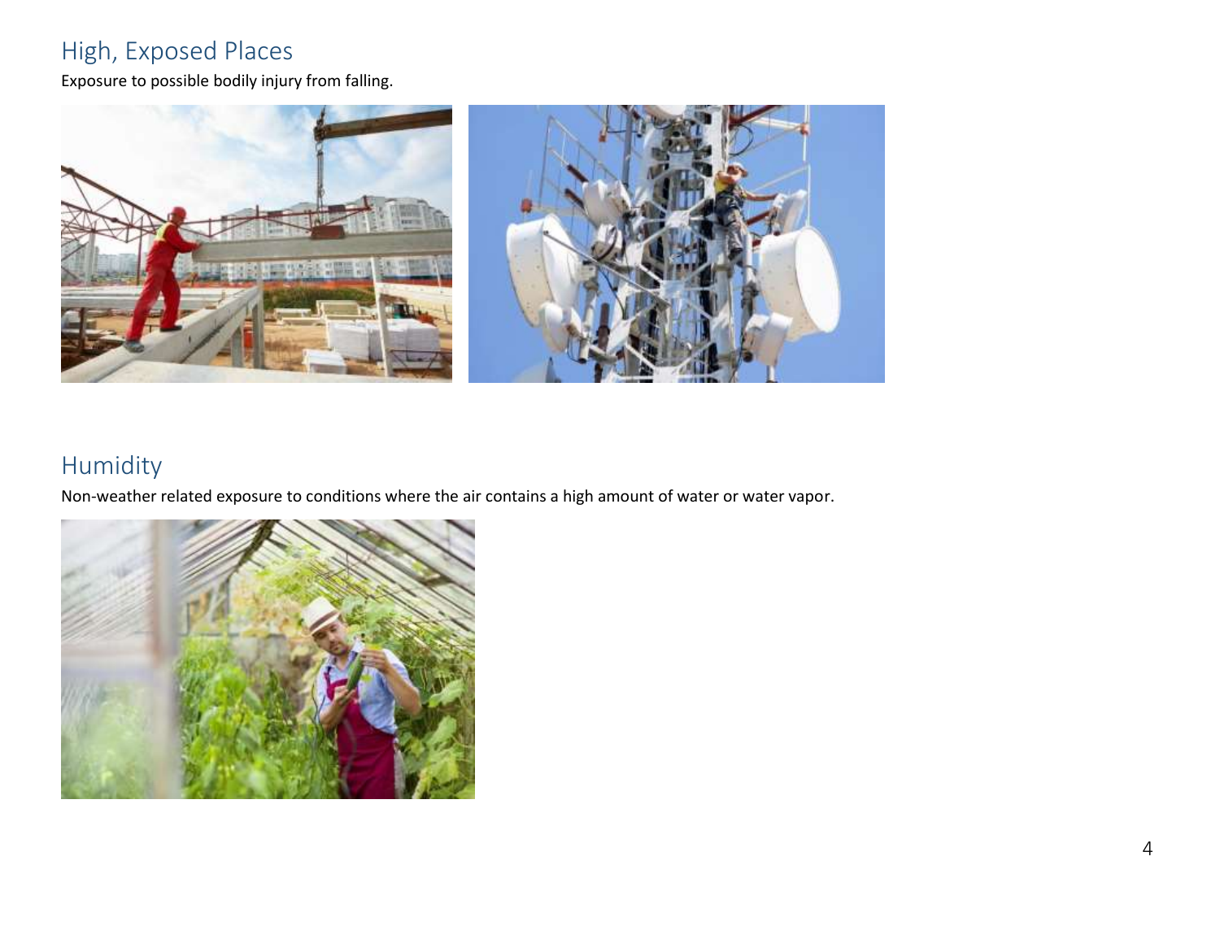## High, Exposed Places

Exposure to possible bodily injury from falling.

## Humidity

Non-weather related exposure to conditions where the air contains a high amount of water or water vapor.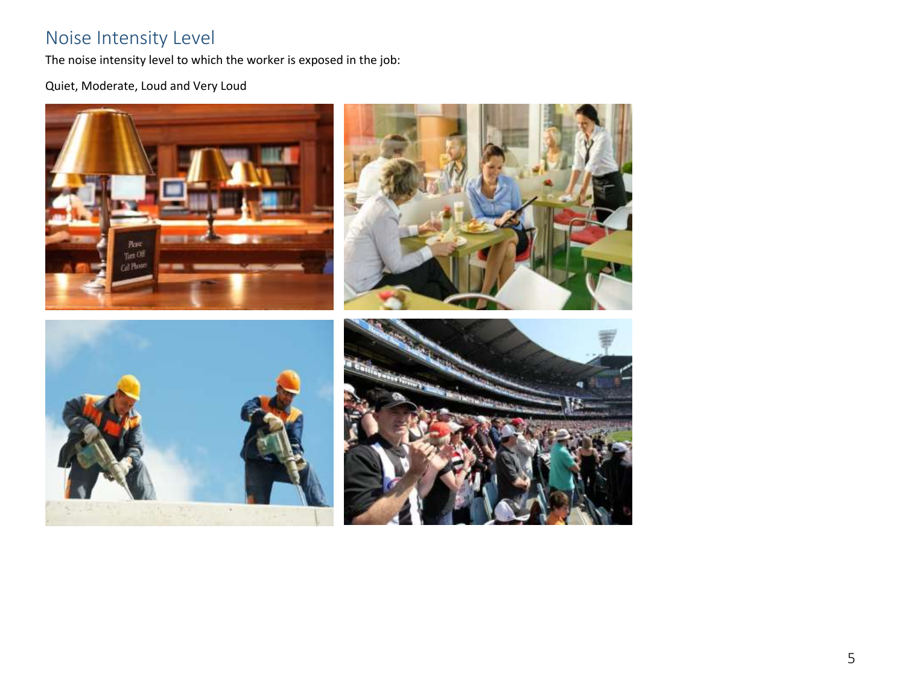## Noise Intensity Level

The noise intensity level to which the worker is exposed in the job:

Quiet, Moderate, Loud and Very Loud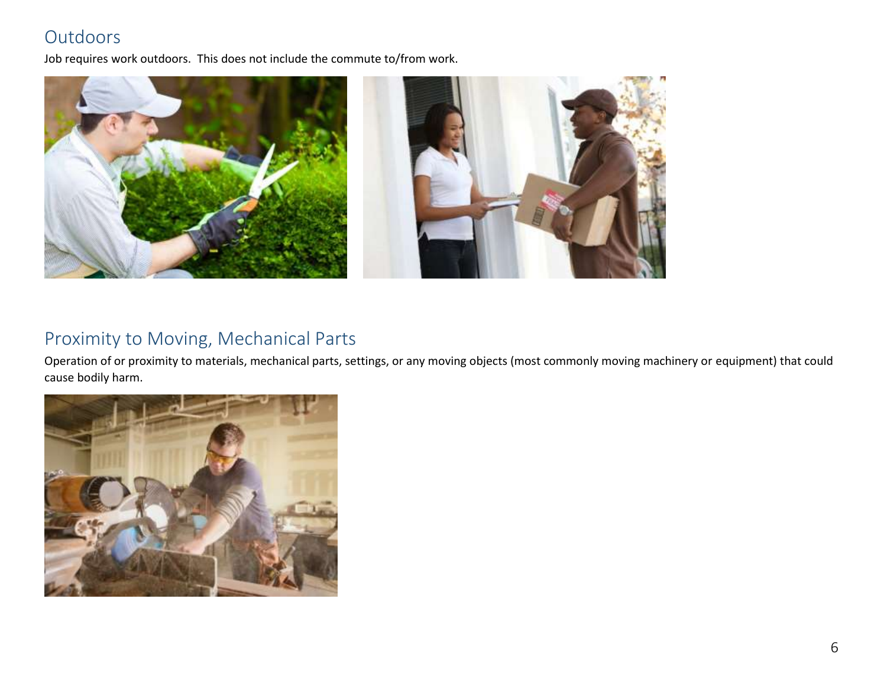## Outdoors

Job requires work outdoors. This does not include the commute to/from work.

## Proximity to Moving, Mechanical Parts

Operation of or proximity to materials, mechanical parts, settings, or any moving objects (most commonly moving machinery or equipment) that could cause bodily harm.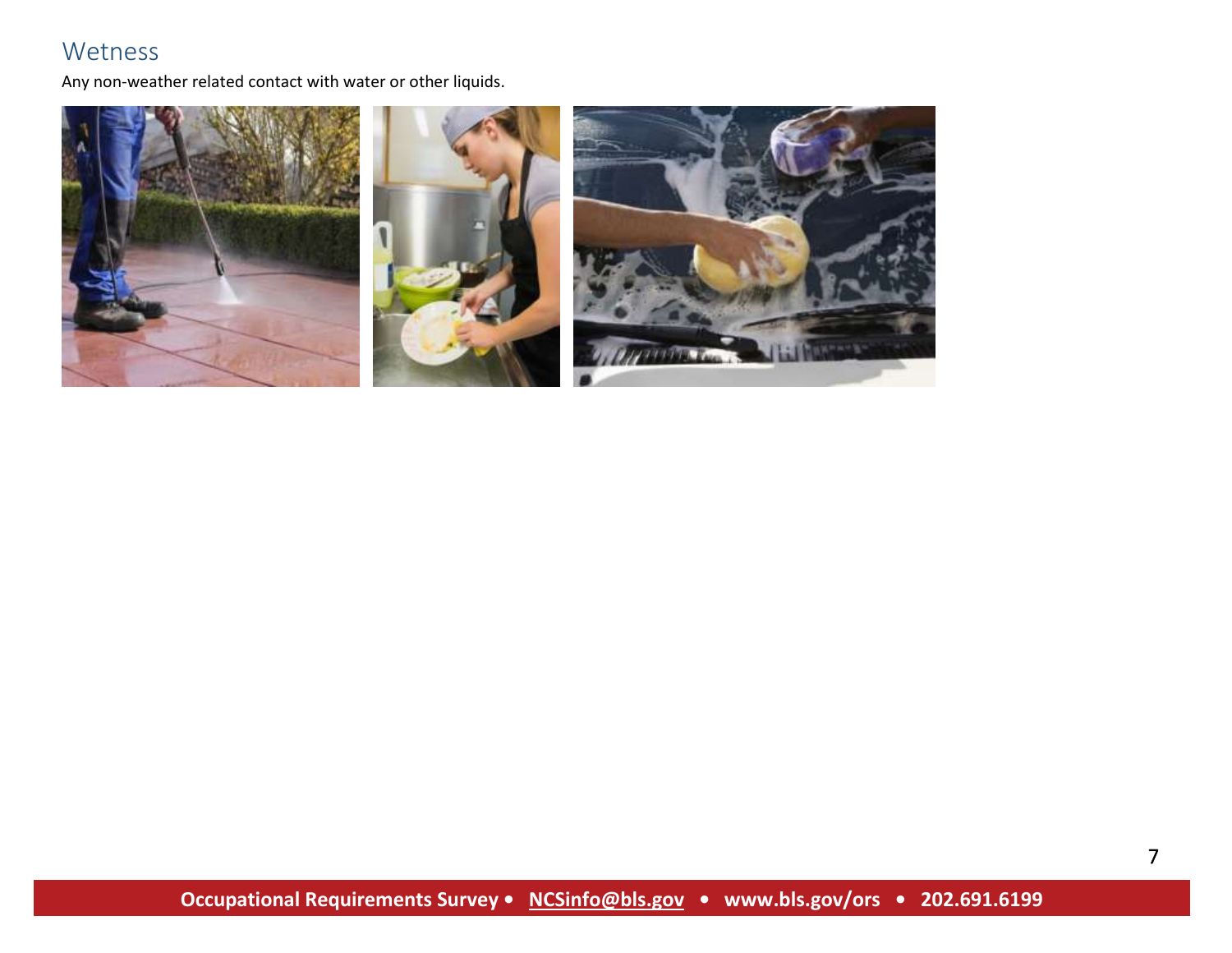## Wetness

Any non-weather related contact with water or other liquids.